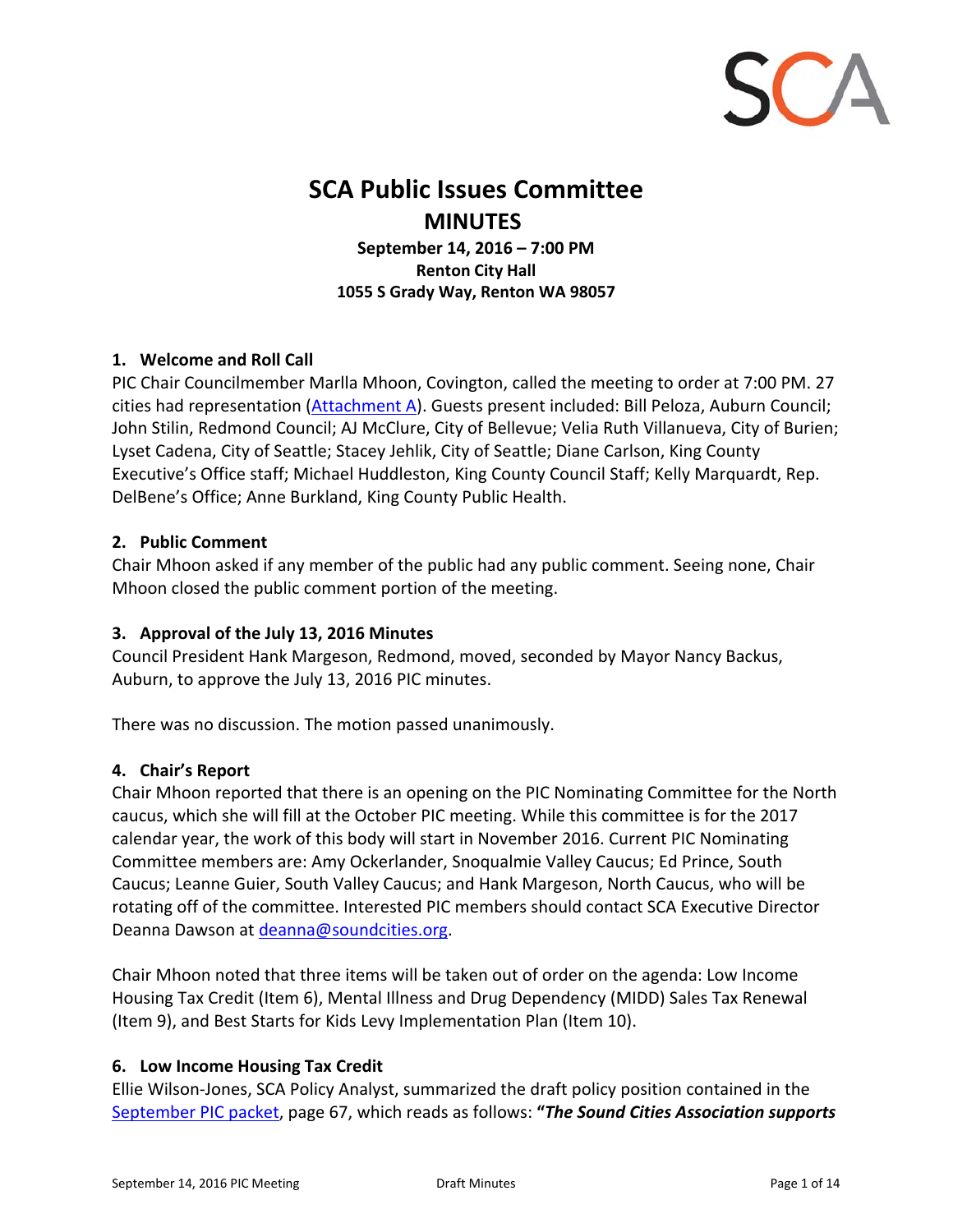# SCA Public Issues Committee

## MINUTES

**September 14, 2016 – 7:00 PM**
**Renton City Hall**
**1055 S Grady Way, Renton WA 98057**

### 1. Welcome and Roll Call

PIC Chair Councilmember Marlla Mhoon, Covington, called the meeting to order at 7:00 PM. 27 cities had representation (Attachment A). Guests present included: Bill Peloza, Auburn Council; John Stilin, Redmond Council; AJ McClure, City of Bellevue; Velia Ruth Villanueva, City of Burien; Lyset Cadena, City of Seattle; Stacey Jehlik, City of Seattle; Diane Carlson, King County Executive's Office staff; Michael Huddleston, King County Council Staff; Kelly Marquardt, Rep. DelBene's Office; Anne Burkland, King County Public Health.

### 2. Public Comment

Chair Mhoon asked if any member of the public had any public comment. Seeing none, Chair Mhoon closed the public comment portion of the meeting.

### 3. Approval of the July 13, 2016 Minutes

Council President Hank Margeson, Redmond, moved, seconded by Mayor Nancy Backus, Auburn, to approve the July 13, 2016 PIC minutes.

There was no discussion. The motion passed unanimously.

### 4. Chair's Report

Chair Mhoon reported that there is an opening on the PIC Nominating Committee for the North caucus, which she will fill at the October PIC meeting. While this committee is for the 2017 calendar year, the work of this body will start in November 2016. Current PIC Nominating Committee members are: Amy Ockerlander, Snoqualmie Valley Caucus; Ed Prince, South Caucus; Leanne Guier, South Valley Caucus; and Hank Margeson, North Caucus, who will be rotating off of the committee. Interested PIC members should contact SCA Executive Director Deanna Dawson at deanna@soundcities.org.

Chair Mhoon noted that three items will be taken out of order on the agenda: Low Income Housing Tax Credit (Item 6), Mental Illness and Drug Dependency (MIDD) Sales Tax Renewal (Item 9), and Best Starts for Kids Levy Implementation Plan (Item 10).

### 6. Low Income Housing Tax Credit

Ellie Wilson-Jones, SCA Policy Analyst, summarized the draft policy position contained in the September PIC packet, page 67, which reads as follows: **"*The Sound Cities Association supports***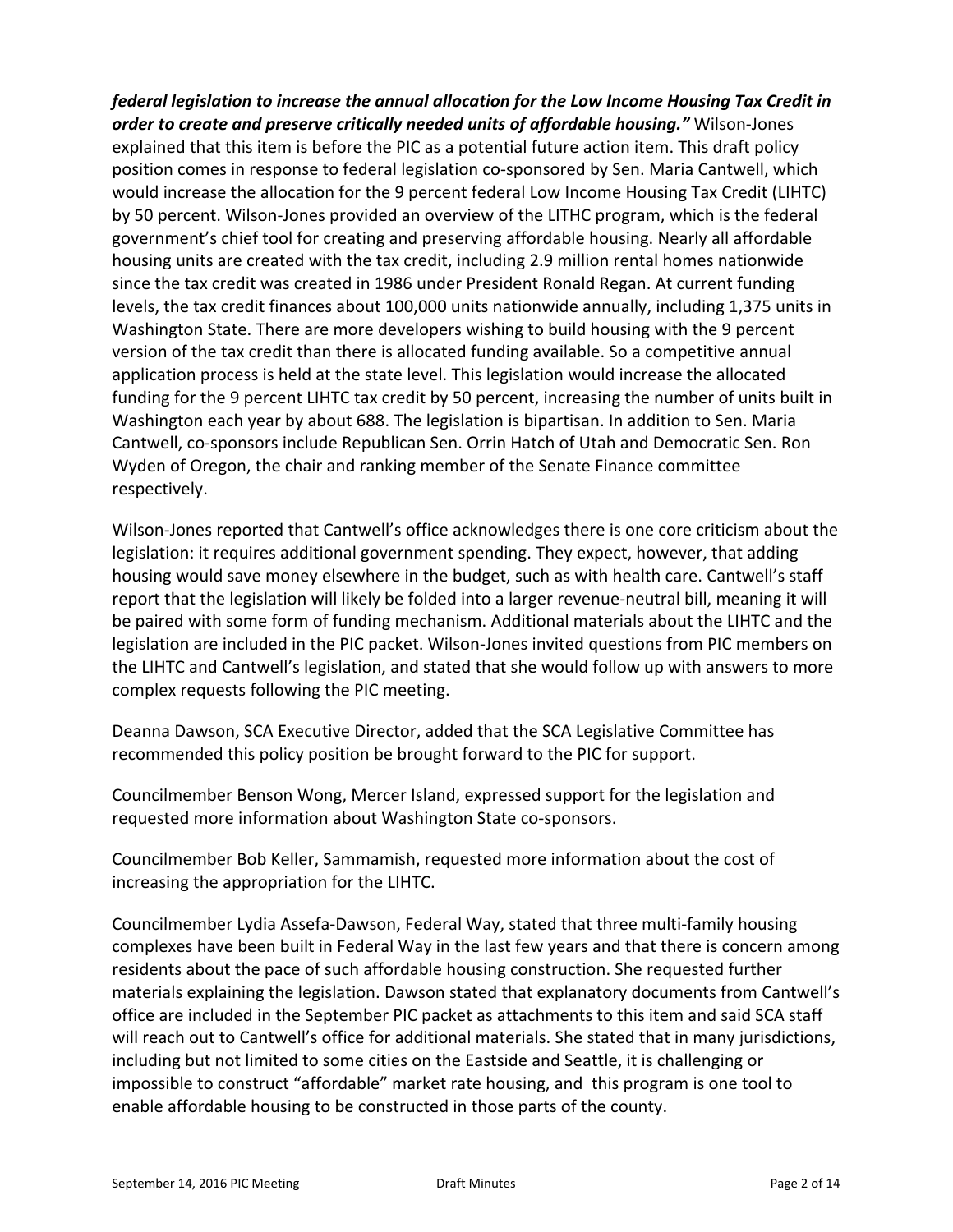***federal legislation to increase the annual allocation for the Low Income Housing Tax Credit in order to create and preserve critically needed units of affordable housing."*** Wilson-Jones explained that this item is before the PIC as a potential future action item. This draft policy position comes in response to federal legislation co-sponsored by Sen. Maria Cantwell, which would increase the allocation for the 9 percent federal Low Income Housing Tax Credit (LIHTC) by 50 percent. Wilson-Jones provided an overview of the LITHC program, which is the federal government's chief tool for creating and preserving affordable housing. Nearly all affordable housing units are created with the tax credit, including 2.9 million rental homes nationwide since the tax credit was created in 1986 under President Ronald Regan. At current funding levels, the tax credit finances about 100,000 units nationwide annually, including 1,375 units in Washington State. There are more developers wishing to build housing with the 9 percent version of the tax credit than there is allocated funding available. So a competitive annual application process is held at the state level. This legislation would increase the allocated funding for the 9 percent LIHTC tax credit by 50 percent, increasing the number of units built in Washington each year by about 688. The legislation is bipartisan. In addition to Sen. Maria Cantwell, co-sponsors include Republican Sen. Orrin Hatch of Utah and Democratic Sen. Ron Wyden of Oregon, the chair and ranking member of the Senate Finance committee respectively.

Wilson-Jones reported that Cantwell's office acknowledges there is one core criticism about the legislation: it requires additional government spending. They expect, however, that adding housing would save money elsewhere in the budget, such as with health care. Cantwell's staff report that the legislation will likely be folded into a larger revenue-neutral bill, meaning it will be paired with some form of funding mechanism. Additional materials about the LIHTC and the legislation are included in the PIC packet. Wilson-Jones invited questions from PIC members on the LIHTC and Cantwell's legislation, and stated that she would follow up with answers to more complex requests following the PIC meeting.

Deanna Dawson, SCA Executive Director, added that the SCA Legislative Committee has recommended this policy position be brought forward to the PIC for support.

Councilmember Benson Wong, Mercer Island, expressed support for the legislation and requested more information about Washington State co-sponsors.

Councilmember Bob Keller, Sammamish, requested more information about the cost of increasing the appropriation for the LIHTC.

Councilmember Lydia Assefa-Dawson, Federal Way, stated that three multi-family housing complexes have been built in Federal Way in the last few years and that there is concern among residents about the pace of such affordable housing construction. She requested further materials explaining the legislation. Dawson stated that explanatory documents from Cantwell's office are included in the September PIC packet as attachments to this item and said SCA staff will reach out to Cantwell's office for additional materials. She stated that in many jurisdictions, including but not limited to some cities on the Eastside and Seattle, it is challenging or impossible to construct "affordable" market rate housing, and this program is one tool to enable affordable housing to be constructed in those parts of the county.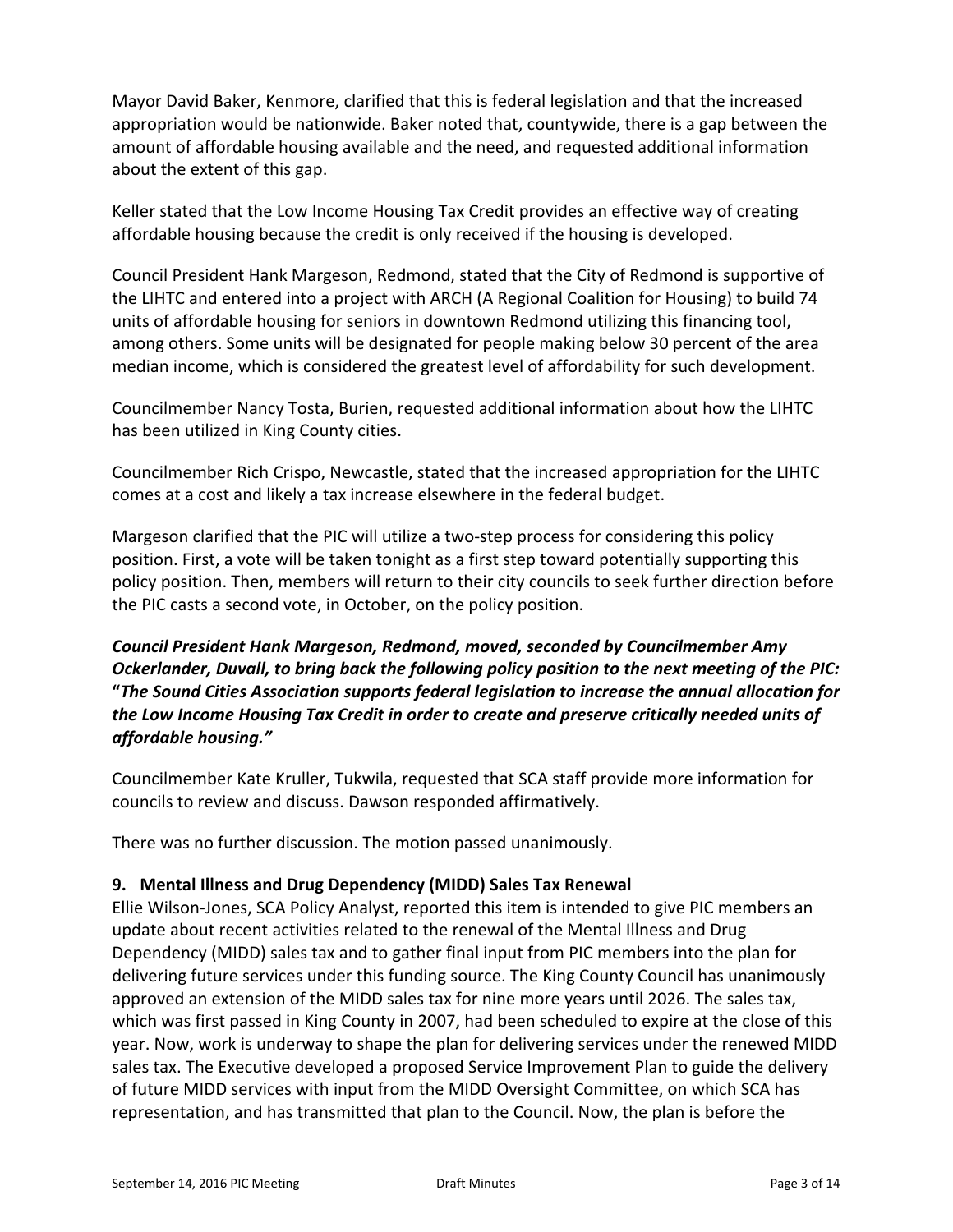Mayor David Baker, Kenmore, clarified that this is federal legislation and that the increased appropriation would be nationwide. Baker noted that, countywide, there is a gap between the amount of affordable housing available and the need, and requested additional information about the extent of this gap.

Keller stated that the Low Income Housing Tax Credit provides an effective way of creating affordable housing because the credit is only received if the housing is developed.

Council President Hank Margeson, Redmond, stated that the City of Redmond is supportive of the LIHTC and entered into a project with ARCH (A Regional Coalition for Housing) to build 74 units of affordable housing for seniors in downtown Redmond utilizing this financing tool, among others. Some units will be designated for people making below 30 percent of the area median income, which is considered the greatest level of affordability for such development.

Councilmember Nancy Tosta, Burien, requested additional information about how the LIHTC has been utilized in King County cities.

Councilmember Rich Crispo, Newcastle, stated that the increased appropriation for the LIHTC comes at a cost and likely a tax increase elsewhere in the federal budget.

Margeson clarified that the PIC will utilize a two-step process for considering this policy position. First, a vote will be taken tonight as a first step toward potentially supporting this policy position. Then, members will return to their city councils to seek further direction before the PIC casts a second vote, in October, on the policy position.

***Council President Hank Margeson, Redmond, moved, seconded by Councilmember Amy Ockerlander, Duvall, to bring back the following policy position to the next meeting of the PIC: "The Sound Cities Association supports federal legislation to increase the annual allocation for the Low Income Housing Tax Credit in order to create and preserve critically needed units of affordable housing."***

Councilmember Kate Kruller, Tukwila, requested that SCA staff provide more information for councils to review and discuss. Dawson responded affirmatively.

There was no further discussion. The motion passed unanimously.

**9. Mental Illness and Drug Dependency (MIDD) Sales Tax Renewal**

Ellie Wilson-Jones, SCA Policy Analyst, reported this item is intended to give PIC members an update about recent activities related to the renewal of the Mental Illness and Drug Dependency (MIDD) sales tax and to gather final input from PIC members into the plan for delivering future services under this funding source. The King County Council has unanimously approved an extension of the MIDD sales tax for nine more years until 2026. The sales tax, which was first passed in King County in 2007, had been scheduled to expire at the close of this year. Now, work is underway to shape the plan for delivering services under the renewed MIDD sales tax. The Executive developed a proposed Service Improvement Plan to guide the delivery of future MIDD services with input from the MIDD Oversight Committee, on which SCA has representation, and has transmitted that plan to the Council. Now, the plan is before the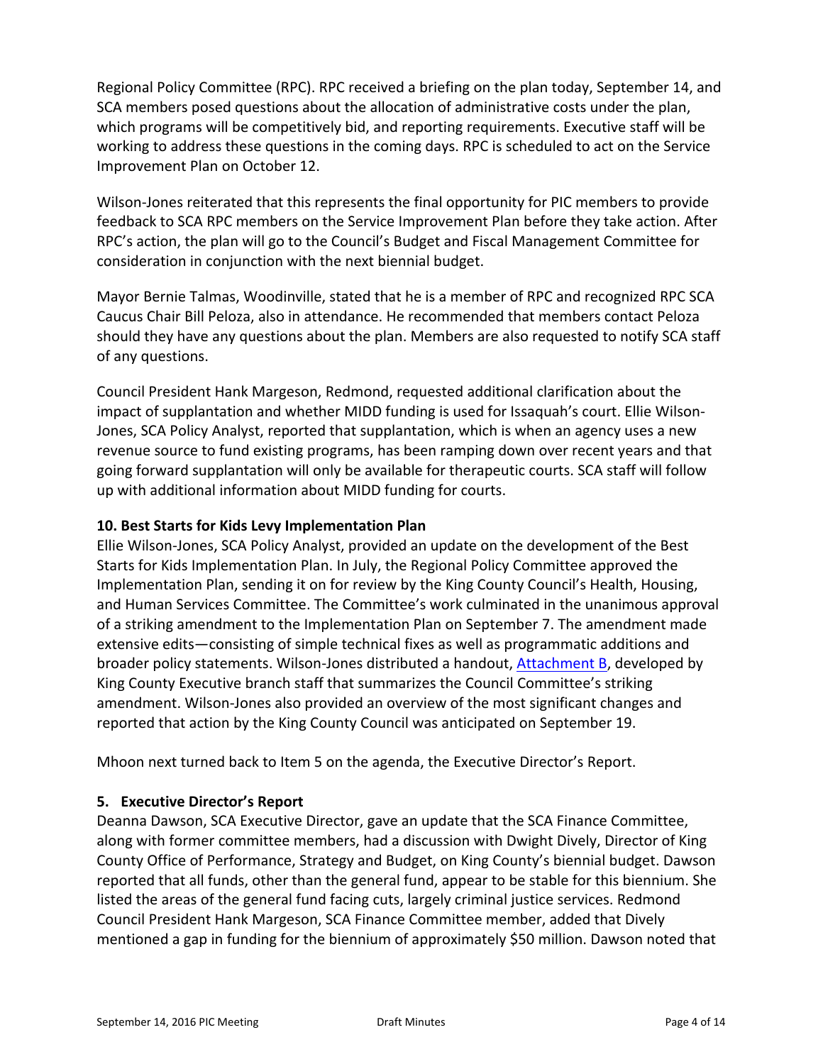Regional Policy Committee (RPC). RPC received a briefing on the plan today, September 14, and SCA members posed questions about the allocation of administrative costs under the plan, which programs will be competitively bid, and reporting requirements. Executive staff will be working to address these questions in the coming days. RPC is scheduled to act on the Service Improvement Plan on October 12.

Wilson-Jones reiterated that this represents the final opportunity for PIC members to provide feedback to SCA RPC members on the Service Improvement Plan before they take action. After RPC's action, the plan will go to the Council's Budget and Fiscal Management Committee for consideration in conjunction with the next biennial budget.

Mayor Bernie Talmas, Woodinville, stated that he is a member of RPC and recognized RPC SCA Caucus Chair Bill Peloza, also in attendance. He recommended that members contact Peloza should they have any questions about the plan. Members are also requested to notify SCA staff of any questions.

Council President Hank Margeson, Redmond, requested additional clarification about the impact of supplantation and whether MIDD funding is used for Issaquah's court. Ellie Wilson-Jones, SCA Policy Analyst, reported that supplantation, which is when an agency uses a new revenue source to fund existing programs, has been ramping down over recent years and that going forward supplantation will only be available for therapeutic courts. SCA staff will follow up with additional information about MIDD funding for courts.

**10. Best Starts for Kids Levy Implementation Plan**
Ellie Wilson-Jones, SCA Policy Analyst, provided an update on the development of the Best Starts for Kids Implementation Plan. In July, the Regional Policy Committee approved the Implementation Plan, sending it on for review by the King County Council's Health, Housing, and Human Services Committee. The Committee's work culminated in the unanimous approval of a striking amendment to the Implementation Plan on September 7. The amendment made extensive edits—consisting of simple technical fixes as well as programmatic additions and broader policy statements. Wilson-Jones distributed a handout, Attachment B, developed by King County Executive branch staff that summarizes the Council Committee's striking amendment. Wilson-Jones also provided an overview of the most significant changes and reported that action by the King County Council was anticipated on September 19.

Mhoon next turned back to Item 5 on the agenda, the Executive Director's Report.

**5. Executive Director's Report**
Deanna Dawson, SCA Executive Director, gave an update that the SCA Finance Committee, along with former committee members, had a discussion with Dwight Dively, Director of King County Office of Performance, Strategy and Budget, on King County's biennial budget. Dawson reported that all funds, other than the general fund, appear to be stable for this biennium. She listed the areas of the general fund facing cuts, largely criminal justice services. Redmond Council President Hank Margeson, SCA Finance Committee member, added that Dively mentioned a gap in funding for the biennium of approximately $50 million. Dawson noted that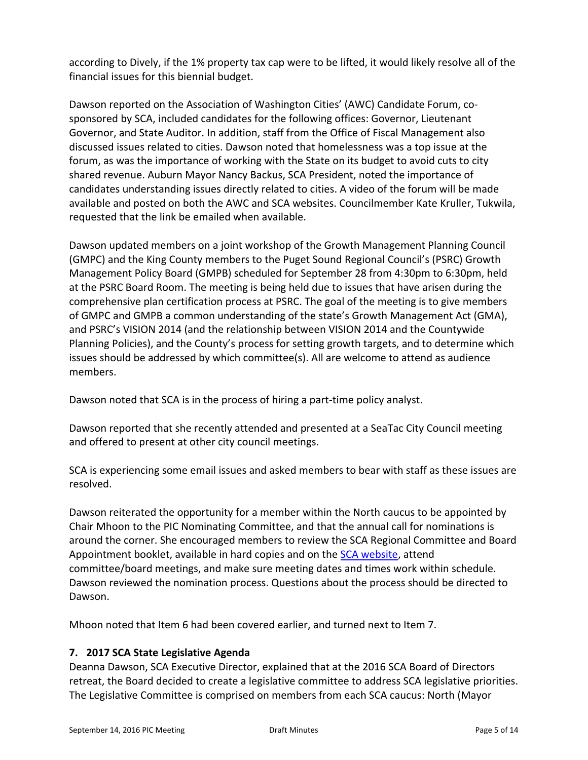according to Dively, if the 1% property tax cap were to be lifted, it would likely resolve all of the financial issues for this biennial budget.

Dawson reported on the Association of Washington Cities' (AWC) Candidate Forum, co-sponsored by SCA, included candidates for the following offices: Governor, Lieutenant Governor, and State Auditor. In addition, staff from the Office of Fiscal Management also discussed issues related to cities. Dawson noted that homelessness was a top issue at the forum, as was the importance of working with the State on its budget to avoid cuts to city shared revenue. Auburn Mayor Nancy Backus, SCA President, noted the importance of candidates understanding issues directly related to cities. A video of the forum will be made available and posted on both the AWC and SCA websites. Councilmember Kate Kruller, Tukwila, requested that the link be emailed when available.

Dawson updated members on a joint workshop of the Growth Management Planning Council (GMPC) and the King County members to the Puget Sound Regional Council's (PSRC) Growth Management Policy Board (GMPB) scheduled for September 28 from 4:30pm to 6:30pm, held at the PSRC Board Room. The meeting is being held due to issues that have arisen during the comprehensive plan certification process at PSRC. The goal of the meeting is to give members of GMPC and GMPB a common understanding of the state's Growth Management Act (GMA), and PSRC's VISION 2014 (and the relationship between VISION 2014 and the Countywide Planning Policies), and the County's process for setting growth targets, and to determine which issues should be addressed by which committee(s). All are welcome to attend as audience members.

Dawson noted that SCA is in the process of hiring a part-time policy analyst.

Dawson reported that she recently attended and presented at a SeaTac City Council meeting and offered to present at other city council meetings.

SCA is experiencing some email issues and asked members to bear with staff as these issues are resolved.

Dawson reiterated the opportunity for a member within the North caucus to be appointed by Chair Mhoon to the PIC Nominating Committee, and that the annual call for nominations is around the corner. She encouraged members to review the SCA Regional Committee and Board Appointment booklet, available in hard copies and on the SCA website, attend committee/board meetings, and make sure meeting dates and times work within schedule. Dawson reviewed the nomination process. Questions about the process should be directed to Dawson.

Mhoon noted that Item 6 had been covered earlier, and turned next to Item 7.

**7. 2017 SCA State Legislative Agenda**

Deanna Dawson, SCA Executive Director, explained that at the 2016 SCA Board of Directors retreat, the Board decided to create a legislative committee to address SCA legislative priorities. The Legislative Committee is comprised on members from each SCA caucus: North (Mayor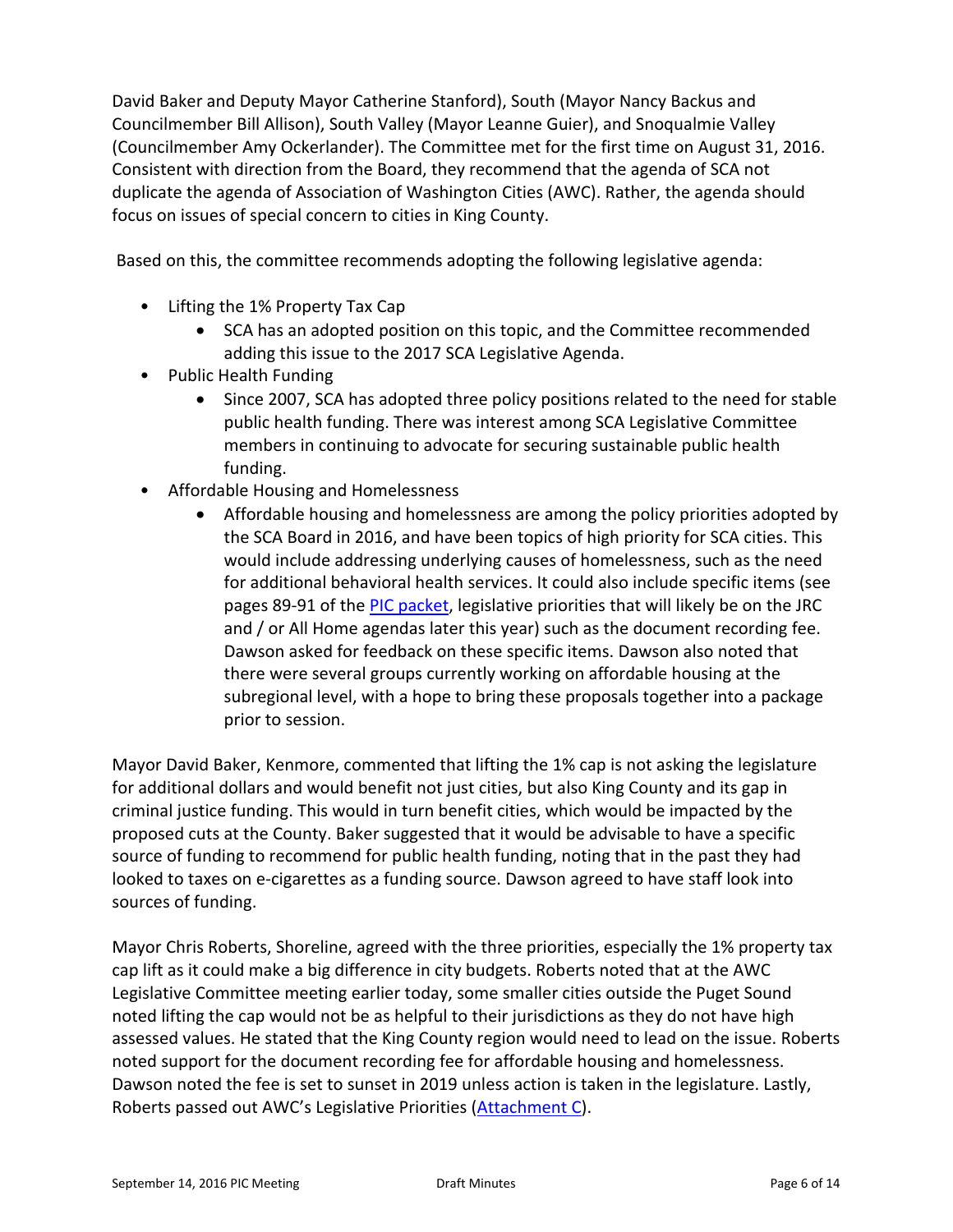David Baker and Deputy Mayor Catherine Stanford), South (Mayor Nancy Backus and Councilmember Bill Allison), South Valley (Mayor Leanne Guier), and Snoqualmie Valley (Councilmember Amy Ockerlander). The Committee met for the first time on August 31, 2016. Consistent with direction from the Board, they recommend that the agenda of SCA not duplicate the agenda of Association of Washington Cities (AWC). Rather, the agenda should focus on issues of special concern to cities in King County.

Based on this, the committee recommends adopting the following legislative agenda:

- Lifting the 1% Property Tax Cap
  - SCA has an adopted position on this topic, and the Committee recommended adding this issue to the 2017 SCA Legislative Agenda.
- Public Health Funding
  - Since 2007, SCA has adopted three policy positions related to the need for stable public health funding. There was interest among SCA Legislative Committee members in continuing to advocate for securing sustainable public health funding.
- Affordable Housing and Homelessness
  - Affordable housing and homelessness are among the policy priorities adopted by the SCA Board in 2016, and have been topics of high priority for SCA cities. This would include addressing underlying causes of homelessness, such as the need for additional behavioral health services. It could also include specific items (see pages 89-91 of the PIC packet, legislative priorities that will likely be on the JRC and / or All Home agendas later this year) such as the document recording fee. Dawson asked for feedback on these specific items. Dawson also noted that there were several groups currently working on affordable housing at the subregional level, with a hope to bring these proposals together into a package prior to session.

Mayor David Baker, Kenmore, commented that lifting the 1% cap is not asking the legislature for additional dollars and would benefit not just cities, but also King County and its gap in criminal justice funding. This would in turn benefit cities, which would be impacted by the proposed cuts at the County. Baker suggested that it would be advisable to have a specific source of funding to recommend for public health funding, noting that in the past they had looked to taxes on e-cigarettes as a funding source. Dawson agreed to have staff look into sources of funding.

Mayor Chris Roberts, Shoreline, agreed with the three priorities, especially the 1% property tax cap lift as it could make a big difference in city budgets. Roberts noted that at the AWC Legislative Committee meeting earlier today, some smaller cities outside the Puget Sound noted lifting the cap would not be as helpful to their jurisdictions as they do not have high assessed values. He stated that the King County region would need to lead on the issue. Roberts noted support for the document recording fee for affordable housing and homelessness. Dawson noted the fee is set to sunset in 2019 unless action is taken in the legislature. Lastly, Roberts passed out AWC's Legislative Priorities (Attachment C).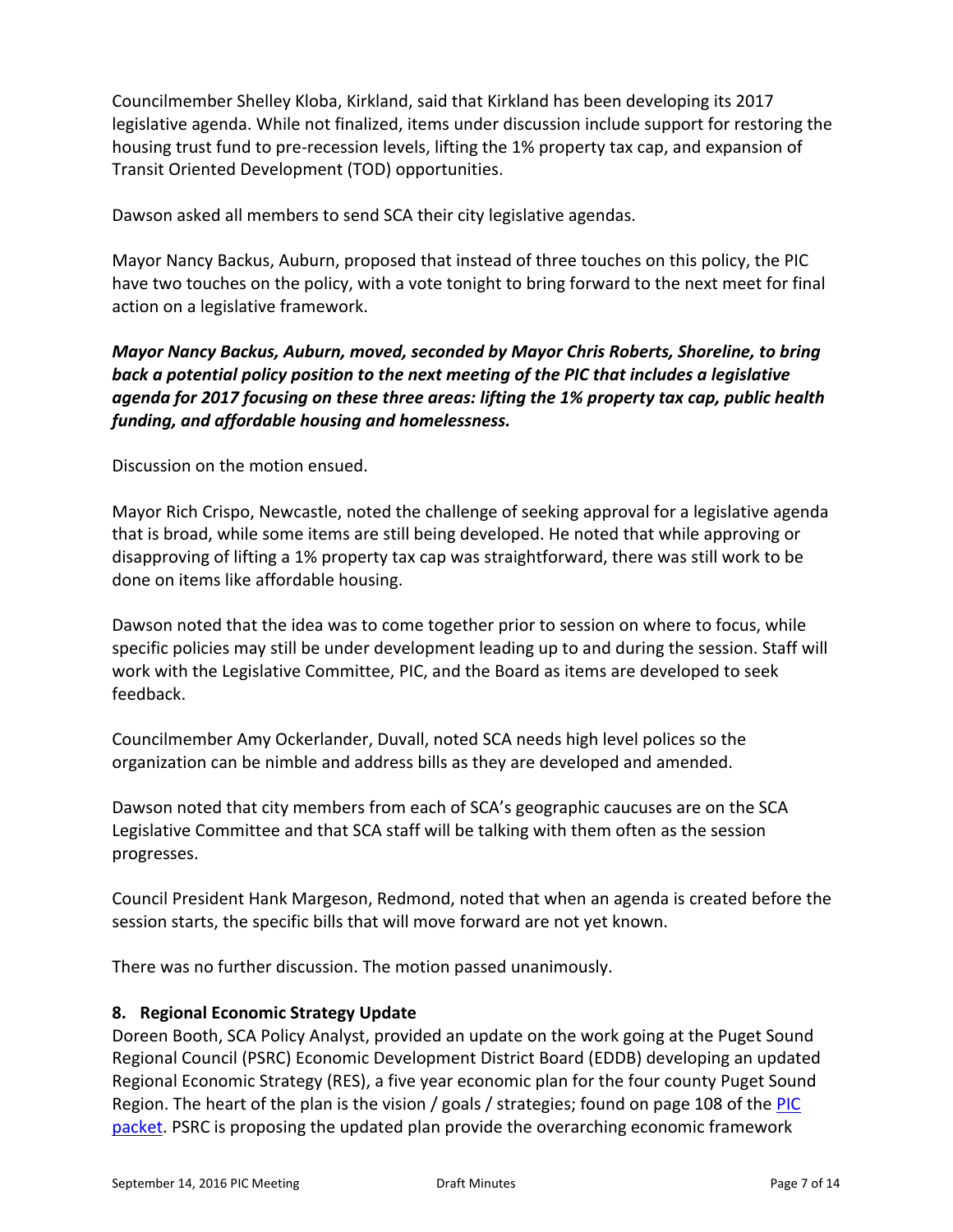Councilmember Shelley Kloba, Kirkland, said that Kirkland has been developing its 2017 legislative agenda. While not finalized, items under discussion include support for restoring the housing trust fund to pre-recession levels, lifting the 1% property tax cap, and expansion of Transit Oriented Development (TOD) opportunities.

Dawson asked all members to send SCA their city legislative agendas.

Mayor Nancy Backus, Auburn, proposed that instead of three touches on this policy, the PIC have two touches on the policy, with a vote tonight to bring forward to the next meet for final action on a legislative framework.

***Mayor Nancy Backus, Auburn, moved, seconded by Mayor Chris Roberts, Shoreline, to bring back a potential policy position to the next meeting of the PIC that includes a legislative agenda for 2017 focusing on these three areas: lifting the 1% property tax cap, public health funding, and affordable housing and homelessness.***

Discussion on the motion ensued.

Mayor Rich Crispo, Newcastle, noted the challenge of seeking approval for a legislative agenda that is broad, while some items are still being developed. He noted that while approving or disapproving of lifting a 1% property tax cap was straightforward, there was still work to be done on items like affordable housing.

Dawson noted that the idea was to come together prior to session on where to focus, while specific policies may still be under development leading up to and during the session. Staff will work with the Legislative Committee, PIC, and the Board as items are developed to seek feedback.

Councilmember Amy Ockerlander, Duvall, noted SCA needs high level polices so the organization can be nimble and address bills as they are developed and amended.

Dawson noted that city members from each of SCA's geographic caucuses are on the SCA Legislative Committee and that SCA staff will be talking with them often as the session progresses.

Council President Hank Margeson, Redmond, noted that when an agenda is created before the session starts, the specific bills that will move forward are not yet known.

There was no further discussion. The motion passed unanimously.

**8. Regional Economic Strategy Update**

Doreen Booth, SCA Policy Analyst, provided an update on the work going at the Puget Sound Regional Council (PSRC) Economic Development District Board (EDDB) developing an updated Regional Economic Strategy (RES), a five year economic plan for the four county Puget Sound Region. The heart of the plan is the vision / goals / strategies; found on page 108 of the PIC packet. PSRC is proposing the updated plan provide the overarching economic framework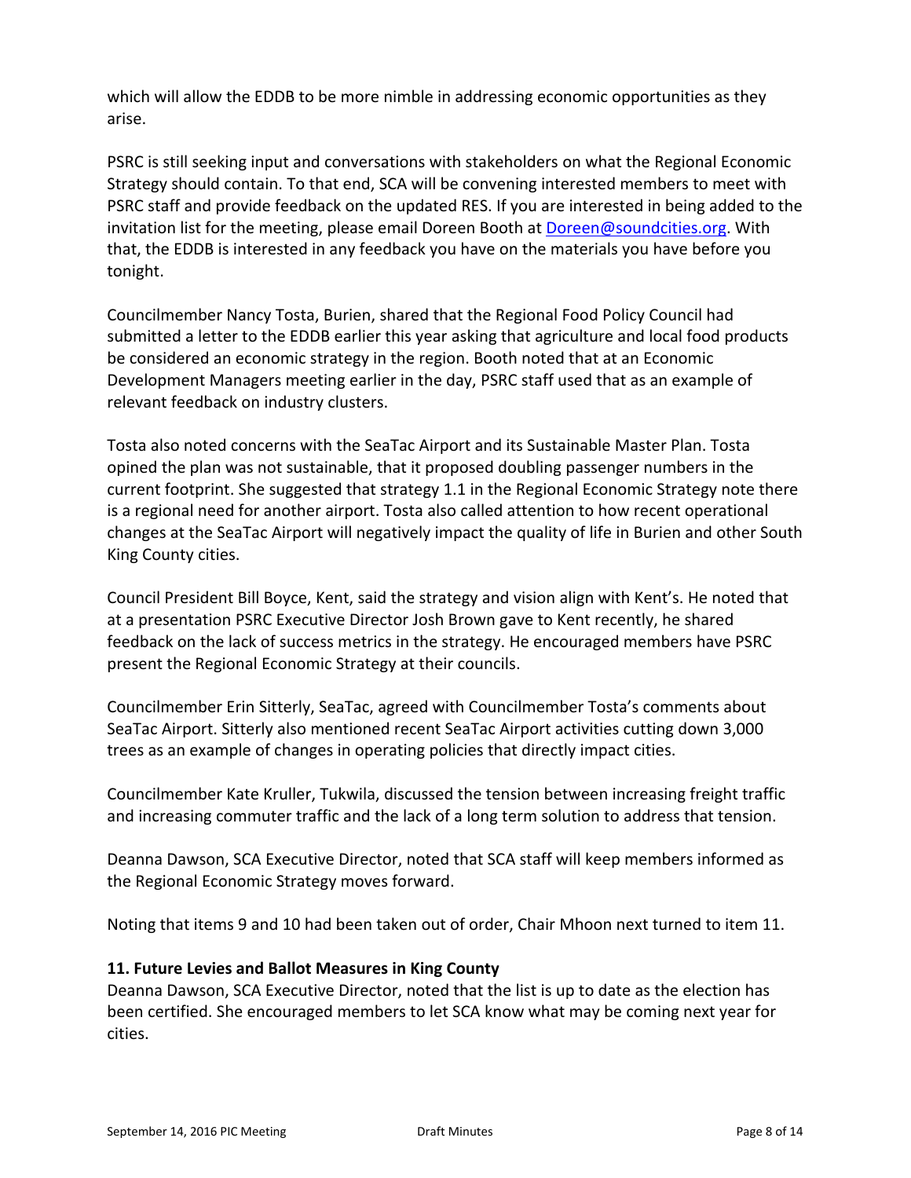which will allow the EDDB to be more nimble in addressing economic opportunities as they arise.

PSRC is still seeking input and conversations with stakeholders on what the Regional Economic Strategy should contain. To that end, SCA will be convening interested members to meet with PSRC staff and provide feedback on the updated RES. If you are interested in being added to the invitation list for the meeting, please email Doreen Booth at Doreen@soundcities.org. With that, the EDDB is interested in any feedback you have on the materials you have before you tonight.

Councilmember Nancy Tosta, Burien, shared that the Regional Food Policy Council had submitted a letter to the EDDB earlier this year asking that agriculture and local food products be considered an economic strategy in the region. Booth noted that at an Economic Development Managers meeting earlier in the day, PSRC staff used that as an example of relevant feedback on industry clusters.

Tosta also noted concerns with the SeaTac Airport and its Sustainable Master Plan. Tosta opined the plan was not sustainable, that it proposed doubling passenger numbers in the current footprint. She suggested that strategy 1.1 in the Regional Economic Strategy note there is a regional need for another airport. Tosta also called attention to how recent operational changes at the SeaTac Airport will negatively impact the quality of life in Burien and other South King County cities.

Council President Bill Boyce, Kent, said the strategy and vision align with Kent's. He noted that at a presentation PSRC Executive Director Josh Brown gave to Kent recently, he shared feedback on the lack of success metrics in the strategy. He encouraged members have PSRC present the Regional Economic Strategy at their councils.

Councilmember Erin Sitterly, SeaTac, agreed with Councilmember Tosta's comments about SeaTac Airport. Sitterly also mentioned recent SeaTac Airport activities cutting down 3,000 trees as an example of changes in operating policies that directly impact cities.

Councilmember Kate Kruller, Tukwila, discussed the tension between increasing freight traffic and increasing commuter traffic and the lack of a long term solution to address that tension.

Deanna Dawson, SCA Executive Director, noted that SCA staff will keep members informed as the Regional Economic Strategy moves forward.

Noting that items 9 and 10 had been taken out of order, Chair Mhoon next turned to item 11.

**11. Future Levies and Ballot Measures in King County**

Deanna Dawson, SCA Executive Director, noted that the list is up to date as the election has been certified. She encouraged members to let SCA know what may be coming next year for cities.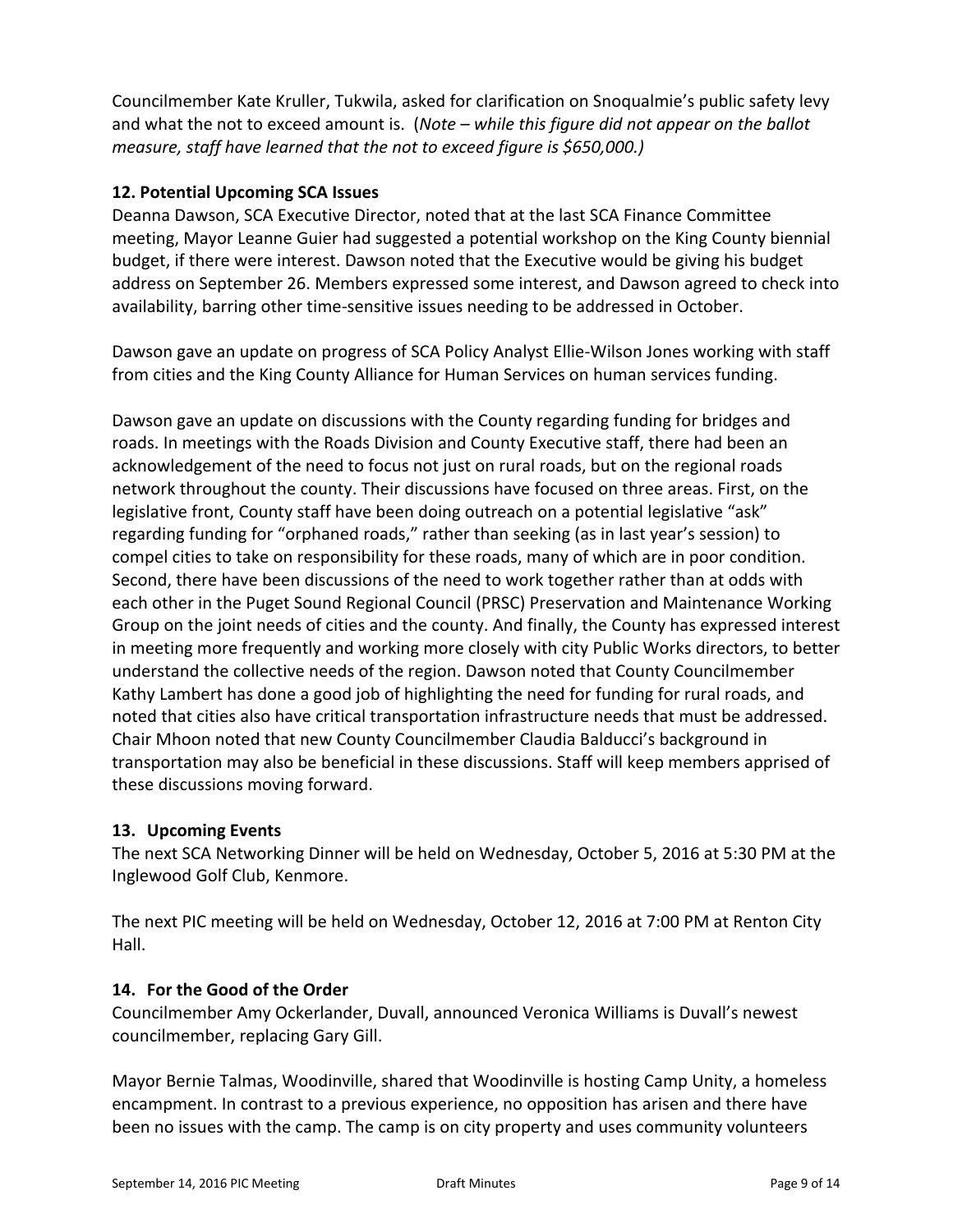Councilmember Kate Kruller, Tukwila, asked for clarification on Snoqualmie's public safety levy and what the not to exceed amount is. (*Note – while this figure did not appear on the ballot measure, staff have learned that the not to exceed figure is $650,000.)*

### 12. Potential Upcoming SCA Issues

Deanna Dawson, SCA Executive Director, noted that at the last SCA Finance Committee meeting, Mayor Leanne Guier had suggested a potential workshop on the King County biennial budget, if there were interest. Dawson noted that the Executive would be giving his budget address on September 26. Members expressed some interest, and Dawson agreed to check into availability, barring other time-sensitive issues needing to be addressed in October.

Dawson gave an update on progress of SCA Policy Analyst Ellie-Wilson Jones working with staff from cities and the King County Alliance for Human Services on human services funding.

Dawson gave an update on discussions with the County regarding funding for bridges and roads. In meetings with the Roads Division and County Executive staff, there had been an acknowledgement of the need to focus not just on rural roads, but on the regional roads network throughout the county. Their discussions have focused on three areas. First, on the legislative front, County staff have been doing outreach on a potential legislative "ask" regarding funding for "orphaned roads," rather than seeking (as in last year's session) to compel cities to take on responsibility for these roads, many of which are in poor condition. Second, there have been discussions of the need to work together rather than at odds with each other in the Puget Sound Regional Council (PRSC) Preservation and Maintenance Working Group on the joint needs of cities and the county. And finally, the County has expressed interest in meeting more frequently and working more closely with city Public Works directors, to better understand the collective needs of the region. Dawson noted that County Councilmember Kathy Lambert has done a good job of highlighting the need for funding for rural roads, and noted that cities also have critical transportation infrastructure needs that must be addressed. Chair Mhoon noted that new County Councilmember Claudia Balducci's background in transportation may also be beneficial in these discussions. Staff will keep members apprised of these discussions moving forward.

### 13. Upcoming Events

The next SCA Networking Dinner will be held on Wednesday, October 5, 2016 at 5:30 PM at the Inglewood Golf Club, Kenmore.

The next PIC meeting will be held on Wednesday, October 12, 2016 at 7:00 PM at Renton City Hall.

### 14. For the Good of the Order

Councilmember Amy Ockerlander, Duvall, announced Veronica Williams is Duvall's newest councilmember, replacing Gary Gill.

Mayor Bernie Talmas, Woodinville, shared that Woodinville is hosting Camp Unity, a homeless encampment. In contrast to a previous experience, no opposition has arisen and there have been no issues with the camp. The camp is on city property and uses community volunteers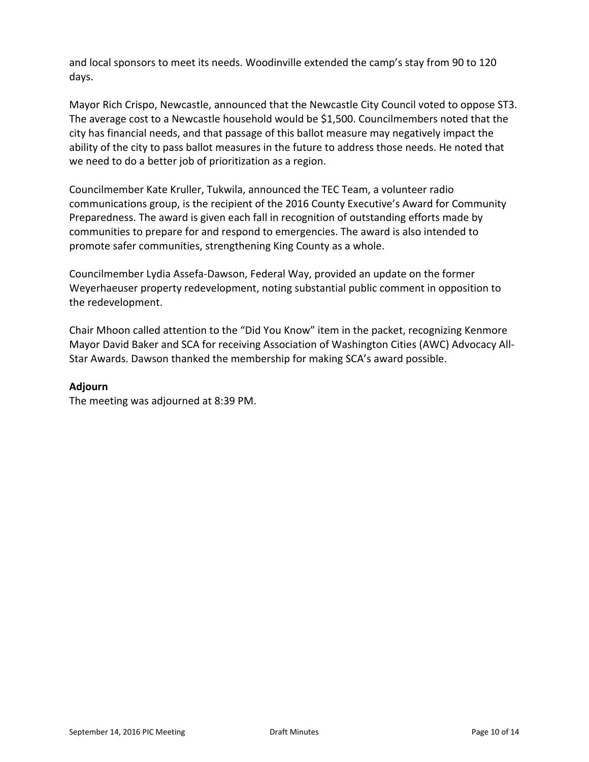and local sponsors to meet its needs. Woodinville extended the camp's stay from 90 to 120 days.

Mayor Rich Crispo, Newcastle, announced that the Newcastle City Council voted to oppose ST3. The average cost to a Newcastle household would be $1,500. Councilmembers noted that the city has financial needs, and that passage of this ballot measure may negatively impact the ability of the city to pass ballot measures in the future to address those needs. He noted that we need to do a better job of prioritization as a region.

Councilmember Kate Kruller, Tukwila, announced the TEC Team, a volunteer radio communications group, is the recipient of the 2016 County Executive's Award for Community Preparedness. The award is given each fall in recognition of outstanding efforts made by communities to prepare for and respond to emergencies. The award is also intended to promote safer communities, strengthening King County as a whole.

Councilmember Lydia Assefa-Dawson, Federal Way, provided an update on the former Weyerhaeuser property redevelopment, noting substantial public comment in opposition to the redevelopment.

Chair Mhoon called attention to the "Did You Know" item in the packet, recognizing Kenmore Mayor David Baker and SCA for receiving Association of Washington Cities (AWC) Advocacy All-Star Awards. Dawson thanked the membership for making SCA's award possible.

**Adjourn**

The meeting was adjourned at 8:39 PM.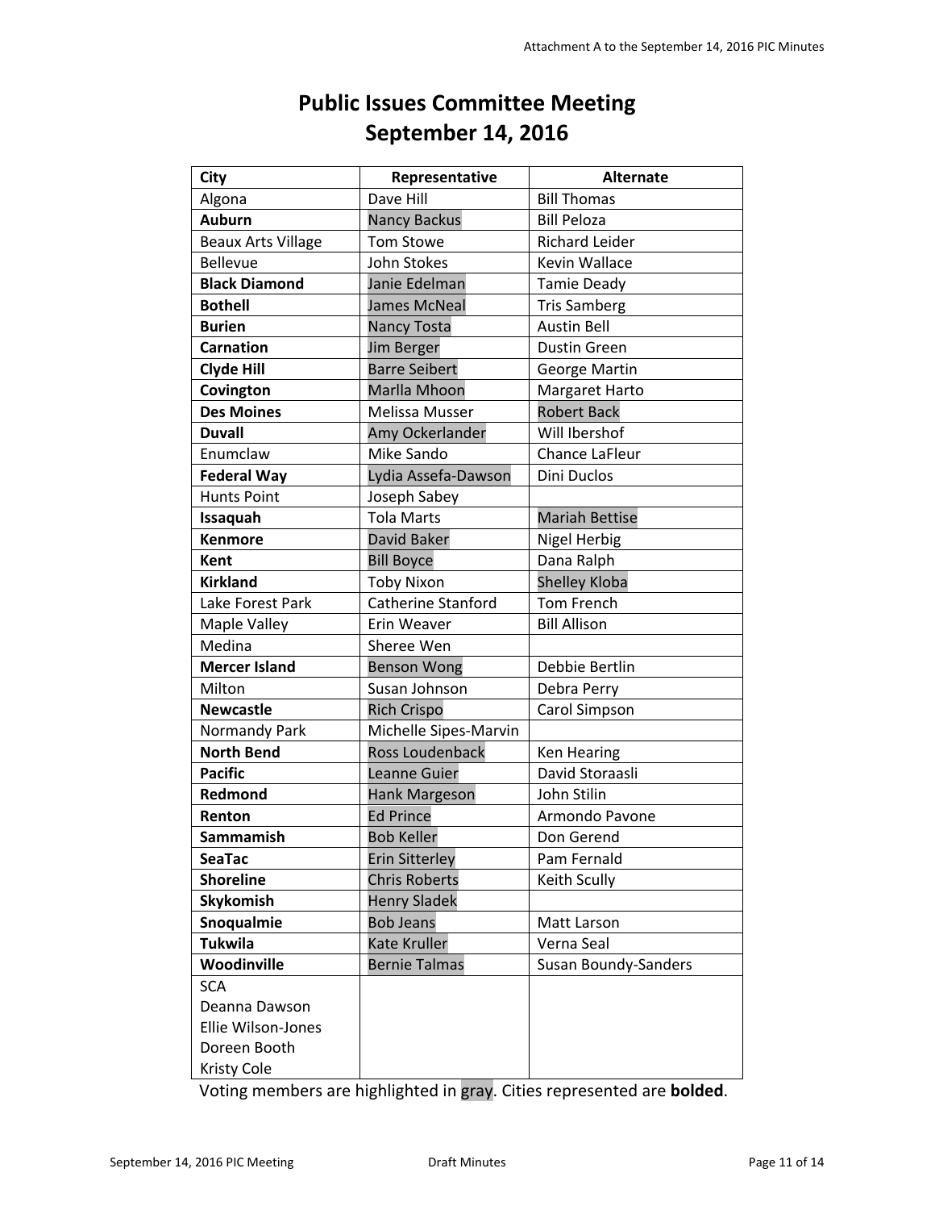Attachment A to the September 14, 2016 PIC Minutes

# Public Issues Committee Meeting
# September 14, 2016

| City | Representative | Alternate |
|---|---|---|
| Algona | Dave Hill | Bill Thomas |
| **Auburn** | Nancy Backus | Bill Peloza |
| Beaux Arts Village | Tom Stowe | Richard Leider |
| Bellevue | John Stokes | Kevin Wallace |
| **Black Diamond** | Janie Edelman | Tamie Deady |
| **Bothell** | James McNeal | Tris Samberg |
| **Burien** | Nancy Tosta | Austin Bell |
| **Carnation** | Jim Berger | Dustin Green |
| **Clyde Hill** | Barre Seibert | George Martin |
| **Covington** | Marlla Mhoon | Margaret Harto |
| **Des Moines** | Melissa Musser | Robert Back |
| **Duvall** | Amy Ockerlander | Will Ibershof |
| Enumclaw | Mike Sando | Chance LaFleur |
| **Federal Way** | Lydia Assefa-Dawson | Dini Duclos |
| Hunts Point | Joseph Sabey | |
| **Issaquah** | Tola Marts | Mariah Bettise |
| **Kenmore** | David Baker | Nigel Herbig |
| **Kent** | Bill Boyce | Dana Ralph |
| **Kirkland** | Toby Nixon | Shelley Kloba |
| Lake Forest Park | Catherine Stanford | Tom French |
| Maple Valley | Erin Weaver | Bill Allison |
| Medina | Sheree Wen | |
| **Mercer Island** | Benson Wong | Debbie Bertlin |
| Milton | Susan Johnson | Debra Perry |
| **Newcastle** | Rich Crispo | Carol Simpson |
| Normandy Park | Michelle Sipes-Marvin | |
| **North Bend** | Ross Loudenback | Ken Hearing |
| **Pacific** | Leanne Guier | David Storaasli |
| **Redmond** | Hank Margeson | John Stilin |
| **Renton** | Ed Prince | Armondo Pavone |
| **Sammamish** | Bob Keller | Don Gerend |
| **SeaTac** | Erin Sitterley | Pam Fernald |
| **Shoreline** | Chris Roberts | Keith Scully |
| **Skykomish** | Henry Sladek | |
| **Snoqualmie** | Bob Jeans | Matt Larson |
| **Tukwila** | Kate Kruller | Verna Seal |
| **Woodinville** | Bernie Talmas | Susan Boundy-Sanders |
| SCA<br>Deanna Dawson<br>Ellie Wilson-Jones<br>Doreen Booth<br>Kristy Cole | | |

Voting members are highlighted in gray. Cities represented are **bolded**.

September 14, 2016 PIC Meeting Draft Minutes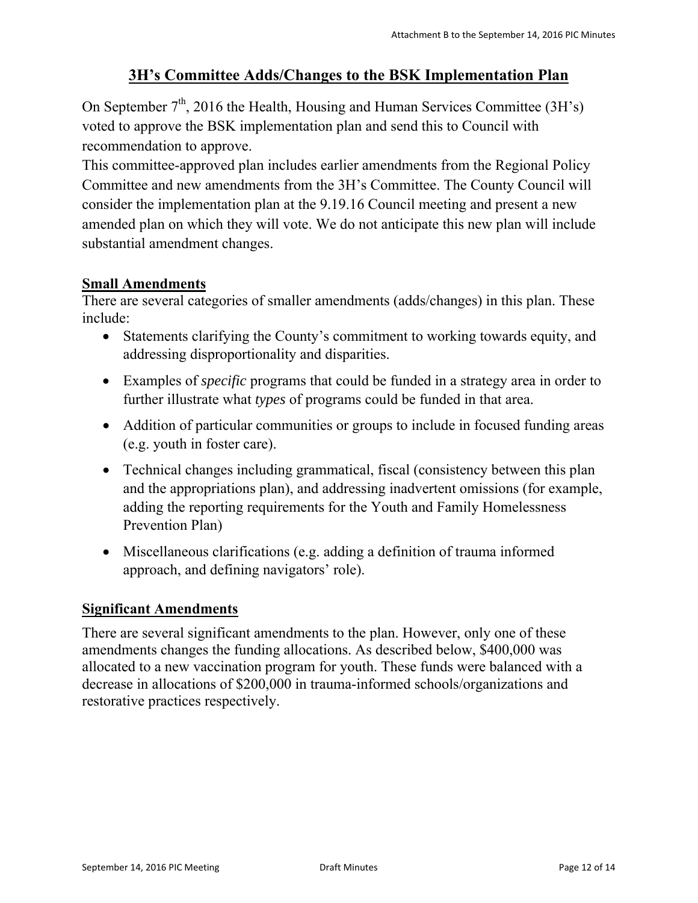# 3H's Committee Adds/Changes to the BSK Implementation Plan

On September 7th, 2016 the Health, Housing and Human Services Committee (3H's) voted to approve the BSK implementation plan and send this to Council with recommendation to approve.

This committee-approved plan includes earlier amendments from the Regional Policy Committee and new amendments from the 3H's Committee. The County Council will consider the implementation plan at the 9.19.16 Council meeting and present a new amended plan on which they will vote. We do not anticipate this new plan will include substantial amendment changes.

## Small Amendments

There are several categories of smaller amendments (adds/changes) in this plan. These include:

- Statements clarifying the County's commitment to working towards equity, and addressing disproportionality and disparities.
- Examples of *specific* programs that could be funded in a strategy area in order to further illustrate what *types* of programs could be funded in that area.
- Addition of particular communities or groups to include in focused funding areas (e.g. youth in foster care).
- Technical changes including grammatical, fiscal (consistency between this plan and the appropriations plan), and addressing inadvertent omissions (for example, adding the reporting requirements for the Youth and Family Homelessness Prevention Plan)
- Miscellaneous clarifications (e.g. adding a definition of trauma informed approach, and defining navigators' role).

## Significant Amendments

There are several significant amendments to the plan. However, only one of these amendments changes the funding allocations. As described below, $400,000 was allocated to a new vaccination program for youth. These funds were balanced with a decrease in allocations of $200,000 in trauma-informed schools/organizations and restorative practices respectively.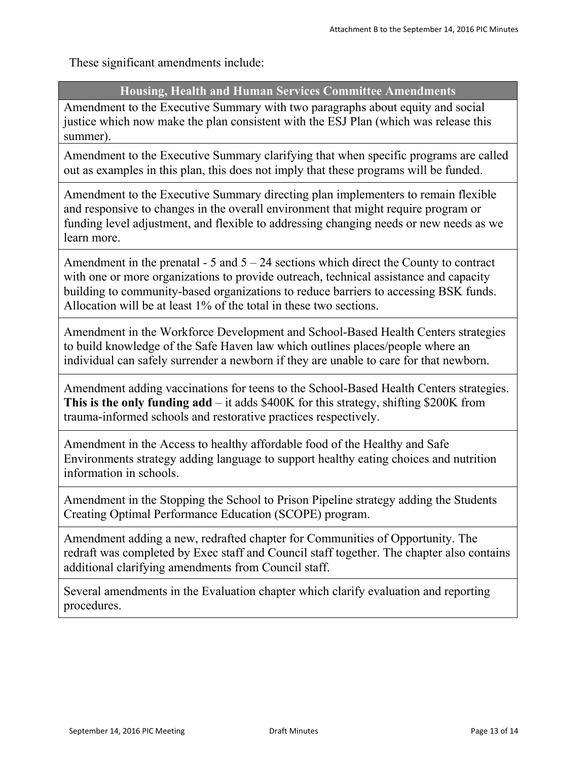These significant amendments include:

| Housing, Health and Human Services Committee Amendments |
| --- |
| Amendment to the Executive Summary with two paragraphs about equity and social justice which now make the plan consistent with the ESJ Plan (which was release this summer). |
| Amendment to the Executive Summary clarifying that when specific programs are called out as examples in this plan, this does not imply that these programs will be funded. |
| Amendment to the Executive Summary directing plan implementers to remain flexible and responsive to changes in the overall environment that might require program or funding level adjustment, and flexible to addressing changing needs or new needs as we learn more. |
| Amendment in the prenatal - 5 and 5 – 24 sections which direct the County to contract with one or more organizations to provide outreach, technical assistance and capacity building to community-based organizations to reduce barriers to accessing BSK funds. Allocation will be at least 1% of the total in these two sections. |
| Amendment in the Workforce Development and School-Based Health Centers strategies to build knowledge of the Safe Haven law which outlines places/people where an individual can safely surrender a newborn if they are unable to care for that newborn. |
| Amendment adding vaccinations for teens to the School-Based Health Centers strategies. **This is the only funding add** – it adds $400K for this strategy, shifting $200K from trauma-informed schools and restorative practices respectively. |
| Amendment in the Access to healthy affordable food of the Healthy and Safe Environments strategy adding language to support healthy eating choices and nutrition information in schools. |
| Amendment in the Stopping the School to Prison Pipeline strategy adding the Students Creating Optimal Performance Education (SCOPE) program. |
| Amendment adding a new, redrafted chapter for Communities of Opportunity. The redraft was completed by Exec staff and Council staff together. The chapter also contains additional clarifying amendments from Council staff. |
| Several amendments in the Evaluation chapter which clarify evaluation and reporting procedures. |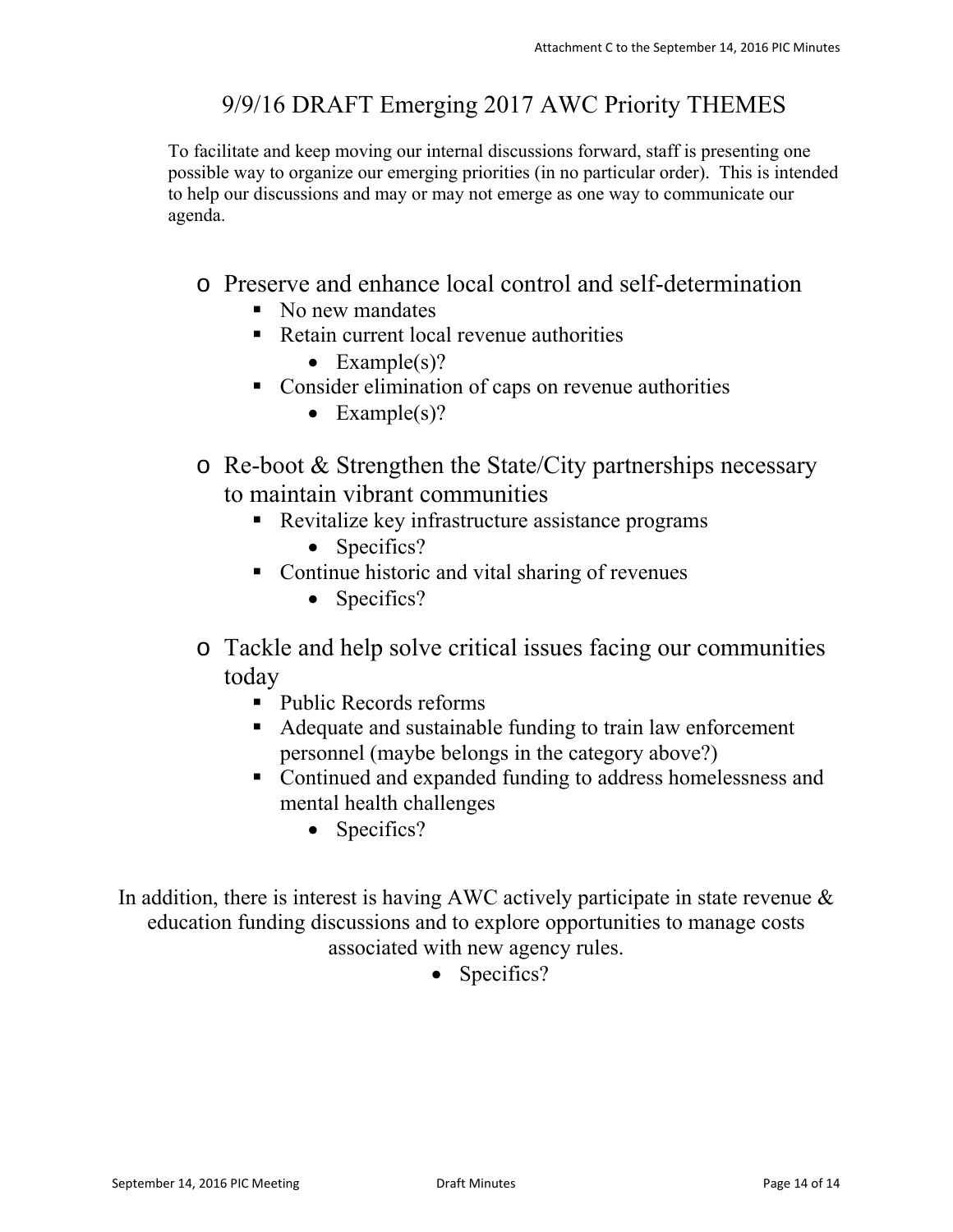Attachment C to the September 14, 2016 PIC Minutes

# 9/9/16 DRAFT Emerging 2017 AWC Priority THEMES

To facilitate and keep moving our internal discussions forward, staff is presenting one possible way to organize our emerging priorities (in no particular order). This is intended to help our discussions and may or may not emerge as one way to communicate our agenda.

- Preserve and enhance local control and self-determination
  - No new mandates
  - Retain current local revenue authorities
    - Example(s)?
  - Consider elimination of caps on revenue authorities
    - Example(s)?

- Re-boot & Strengthen the State/City partnerships necessary to maintain vibrant communities
  - Revitalize key infrastructure assistance programs
    - Specifics?
  - Continue historic and vital sharing of revenues
    - Specifics?

- Tackle and help solve critical issues facing our communities today
  - Public Records reforms
  - Adequate and sustainable funding to train law enforcement personnel (maybe belongs in the category above?)
  - Continued and expanded funding to address homelessness and mental health challenges
    - Specifics?

In addition, there is interest is having AWC actively participate in state revenue & education funding discussions and to explore opportunities to manage costs associated with new agency rules.

- Specifics?